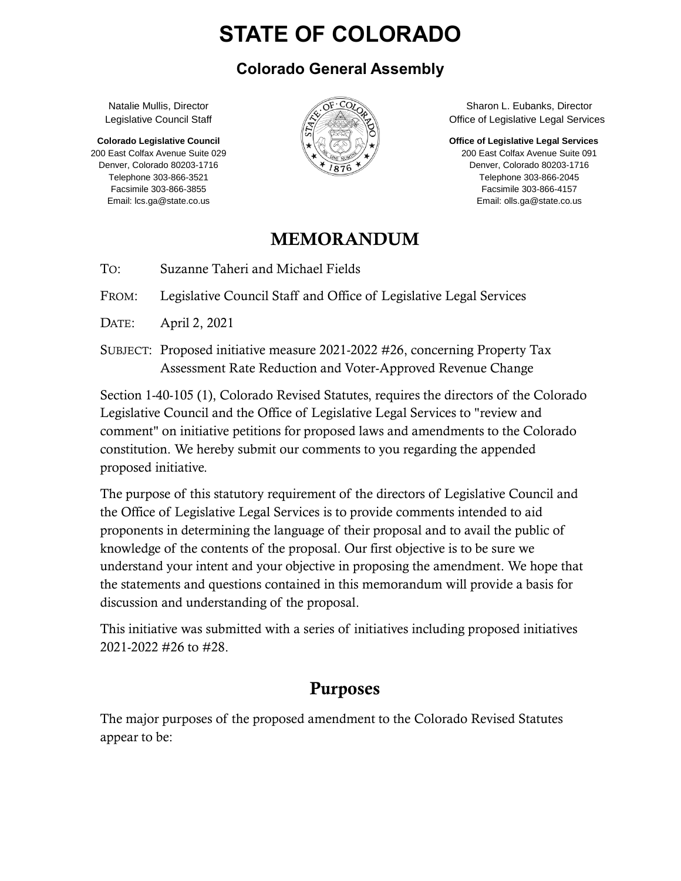# STATE OF COLORADO

## Colorado General Assembly

Natalie Mullis, Director
Legislative Council Staff

**Colorado Legislative Council**
200 East Colfax Avenue Suite 029
Denver, Colorado 80203-1716
Telephone 303-866-3521
Facsimile 303-866-3855
Email: lcs.ga@state.co.us

Sharon L. Eubanks, Director
Office of Legislative Legal Services

**Office of Legislative Legal Services**
200 East Colfax Avenue Suite 091
Denver, Colorado 80203-1716
Telephone 303-866-2045
Facsimile 303-866-4157
Email: olls.ga@state.co.us

# MEMORANDUM

TO: Suzanne Taheri and Michael Fields

FROM: Legislative Council Staff and Office of Legislative Legal Services

DATE: April 2, 2021

SUBJECT: Proposed initiative measure 2021-2022 #26, concerning Property Tax Assessment Rate Reduction and Voter-Approved Revenue Change

Section 1-40-105 (1), Colorado Revised Statutes, requires the directors of the Colorado Legislative Council and the Office of Legislative Legal Services to "review and comment" on initiative petitions for proposed laws and amendments to the Colorado constitution. We hereby submit our comments to you regarding the appended proposed initiative.

The purpose of this statutory requirement of the directors of Legislative Council and the Office of Legislative Legal Services is to provide comments intended to aid proponents in determining the language of their proposal and to avail the public of knowledge of the contents of the proposal. Our first objective is to be sure we understand your intent and your objective in proposing the amendment. We hope that the statements and questions contained in this memorandum will provide a basis for discussion and understanding of the proposal.

This initiative was submitted with a series of initiatives including proposed initiatives 2021-2022 #26 to #28.

## Purposes

The major purposes of the proposed amendment to the Colorado Revised Statutes appear to be: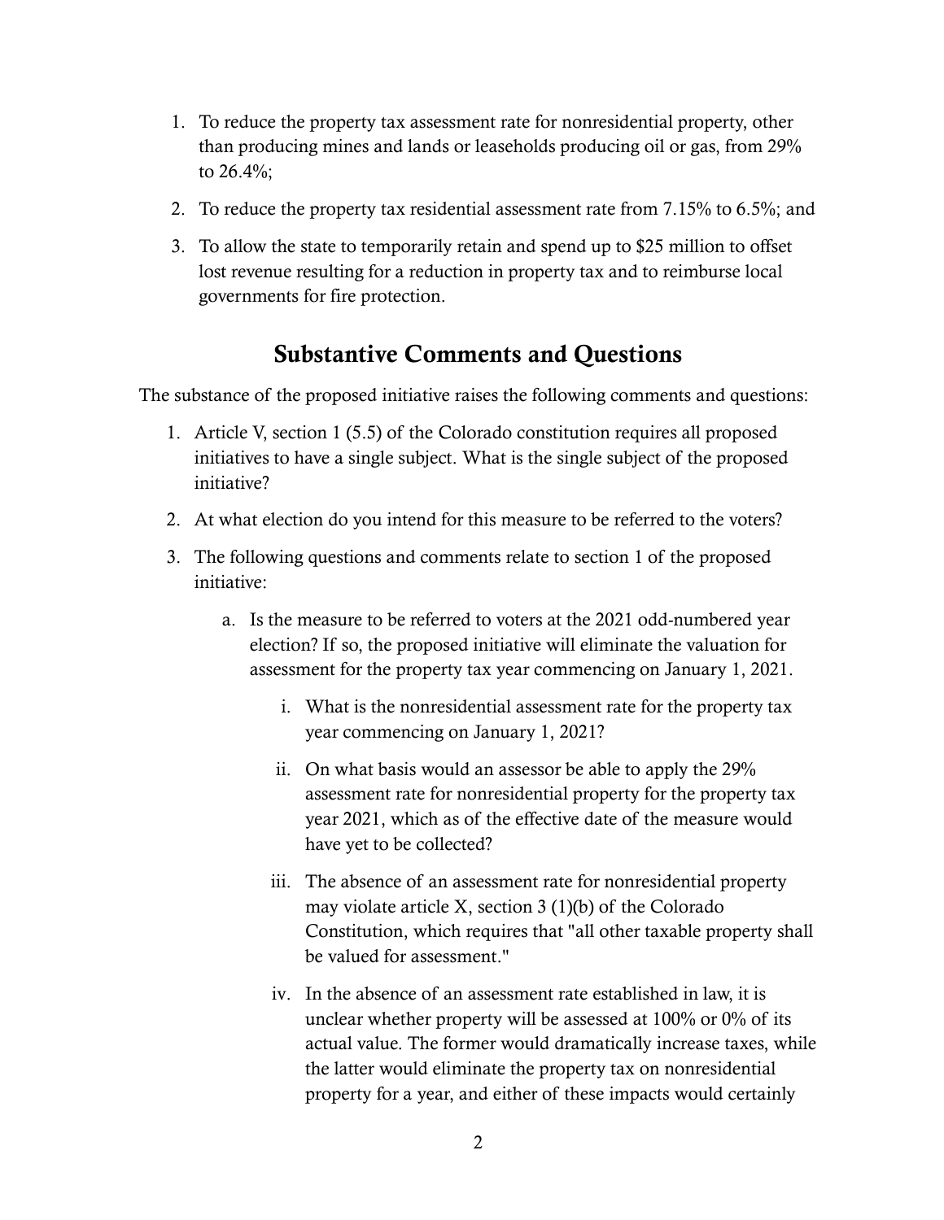1. To reduce the property tax assessment rate for nonresidential property, other than producing mines and lands or leaseholds producing oil or gas, from 29% to 26.4%;
2. To reduce the property tax residential assessment rate from 7.15% to 6.5%; and
3. To allow the state to temporarily retain and spend up to $25 million to offset lost revenue resulting for a reduction in property tax and to reimburse local governments for fire protection.

## Substantive Comments and Questions

The substance of the proposed initiative raises the following comments and questions:

1. Article V, section 1 (5.5) of the Colorado constitution requires all proposed initiatives to have a single subject. What is the single subject of the proposed initiative?
2. At what election do you intend for this measure to be referred to the voters?
3. The following questions and comments relate to section 1 of the proposed initiative:
   a. Is the measure to be referred to voters at the 2021 odd-numbered year election? If so, the proposed initiative will eliminate the valuation for assessment for the property tax year commencing on January 1, 2021.
      i. What is the nonresidential assessment rate for the property tax year commencing on January 1, 2021?
      ii. On what basis would an assessor be able to apply the 29% assessment rate for nonresidential property for the property tax year 2021, which as of the effective date of the measure would have yet to be collected?
      iii. The absence of an assessment rate for nonresidential property may violate article X, section 3 (1)(b) of the Colorado Constitution, which requires that "all other taxable property shall be valued for assessment."
      iv. In the absence of an assessment rate established in law, it is unclear whether property will be assessed at 100% or 0% of its actual value. The former would dramatically increase taxes, while the latter would eliminate the property tax on nonresidential property for a year, and either of these impacts would certainly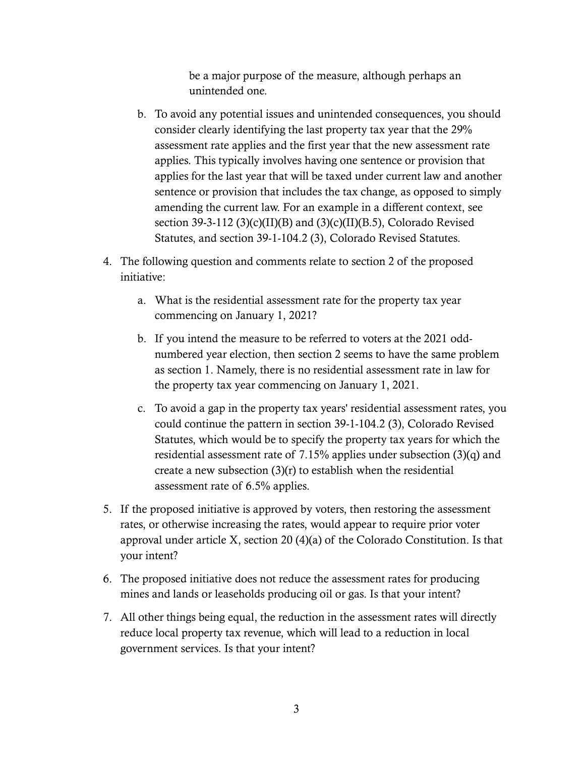be a major purpose of the measure, although perhaps an unintended one.

b. To avoid any potential issues and unintended consequences, you should consider clearly identifying the last property tax year that the 29% assessment rate applies and the first year that the new assessment rate applies. This typically involves having one sentence or provision that applies for the last year that will be taxed under current law and another sentence or provision that includes the tax change, as opposed to simply amending the current law. For an example in a different context, see section 39-3-112 (3)(c)(II)(B) and (3)(c)(II)(B.5), Colorado Revised Statutes, and section 39-1-104.2 (3), Colorado Revised Statutes.

4. The following question and comments relate to section 2 of the proposed initiative:

   a. What is the residential assessment rate for the property tax year commencing on January 1, 2021?

   b. If you intend the measure to be referred to voters at the 2021 odd-numbered year election, then section 2 seems to have the same problem as section 1. Namely, there is no residential assessment rate in law for the property tax year commencing on January 1, 2021.

   c. To avoid a gap in the property tax years' residential assessment rates, you could continue the pattern in section 39-1-104.2 (3), Colorado Revised Statutes, which would be to specify the property tax years for which the residential assessment rate of 7.15% applies under subsection (3)(q) and create a new subsection (3)(r) to establish when the residential assessment rate of 6.5% applies.

5. If the proposed initiative is approved by voters, then restoring the assessment rates, or otherwise increasing the rates, would appear to require prior voter approval under article X, section 20 (4)(a) of the Colorado Constitution. Is that your intent?

6. The proposed initiative does not reduce the assessment rates for producing mines and lands or leaseholds producing oil or gas. Is that your intent?

7. All other things being equal, the reduction in the assessment rates will directly reduce local property tax revenue, which will lead to a reduction in local government services. Is that your intent?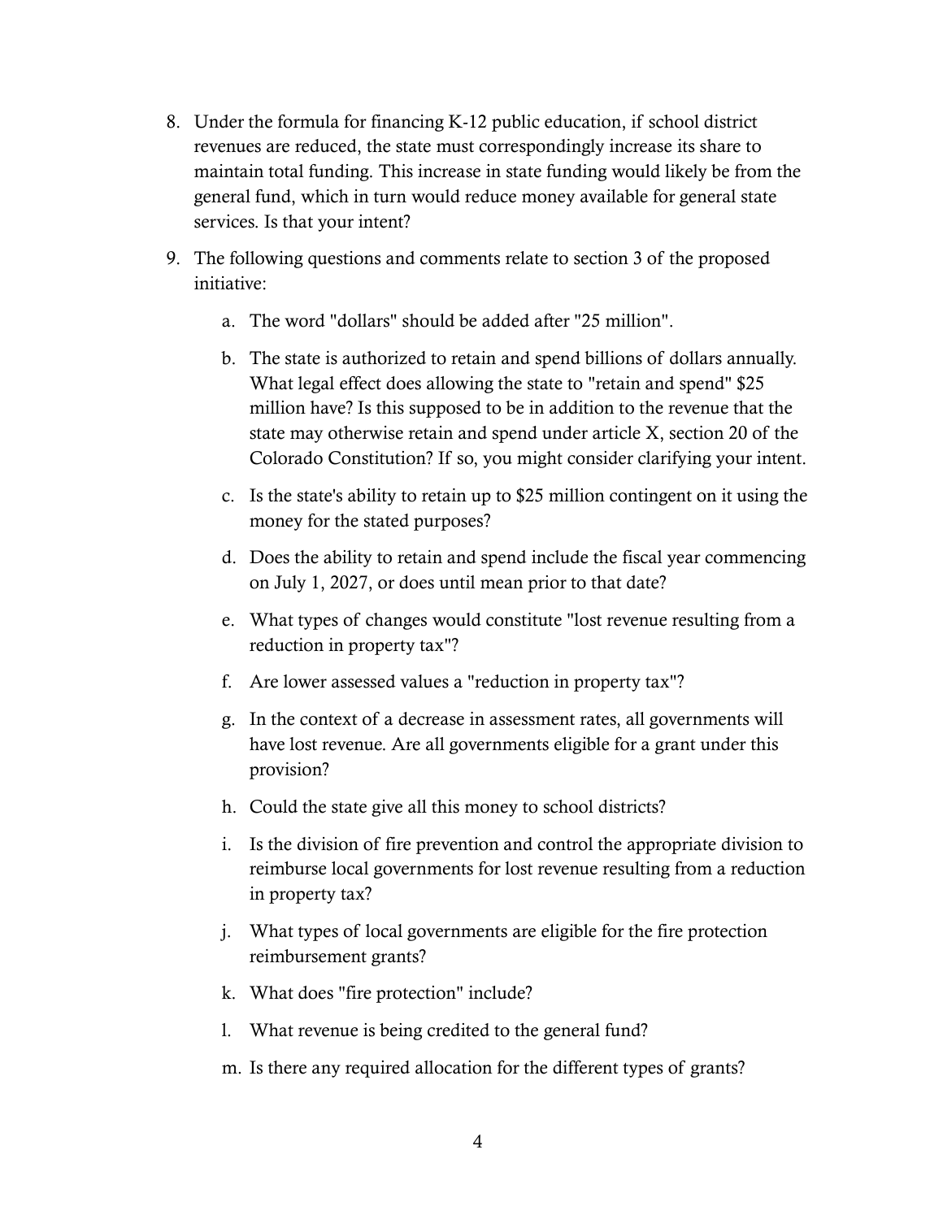8. Under the formula for financing K-12 public education, if school district revenues are reduced, the state must correspondingly increase its share to maintain total funding. This increase in state funding would likely be from the general fund, which in turn would reduce money available for general state services. Is that your intent?

9. The following questions and comments relate to section 3 of the proposed initiative:

   a. The word "dollars" should be added after "25 million".

   b. The state is authorized to retain and spend billions of dollars annually. What legal effect does allowing the state to "retain and spend" $25 million have? Is this supposed to be in addition to the revenue that the state may otherwise retain and spend under article X, section 20 of the Colorado Constitution? If so, you might consider clarifying your intent.

   c. Is the state's ability to retain up to $25 million contingent on it using the money for the stated purposes?

   d. Does the ability to retain and spend include the fiscal year commencing on July 1, 2027, or does until mean prior to that date?

   e. What types of changes would constitute "lost revenue resulting from a reduction in property tax"?

   f. Are lower assessed values a "reduction in property tax"?

   g. In the context of a decrease in assessment rates, all governments will have lost revenue. Are all governments eligible for a grant under this provision?

   h. Could the state give all this money to school districts?

   i. Is the division of fire prevention and control the appropriate division to reimburse local governments for lost revenue resulting from a reduction in property tax?

   j. What types of local governments are eligible for the fire protection reimbursement grants?

   k. What does "fire protection" include?

   l. What revenue is being credited to the general fund?

   m. Is there any required allocation for the different types of grants?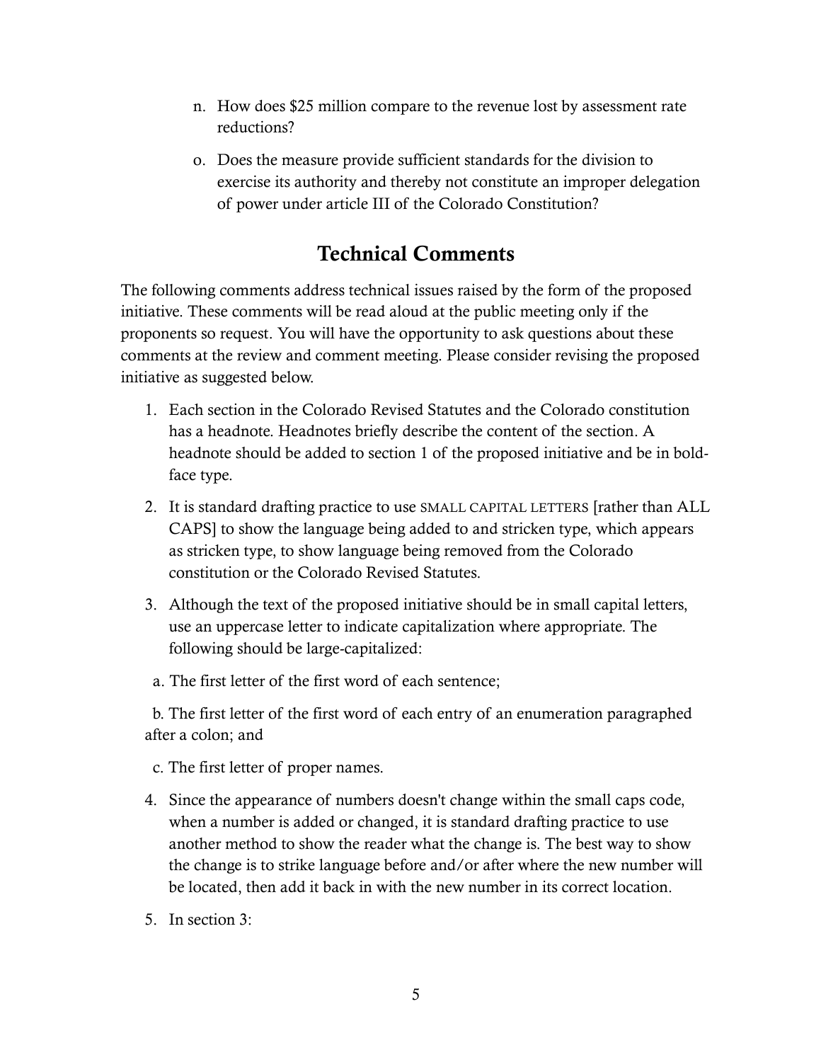n. How does $25 million compare to the revenue lost by assessment rate reductions?

o. Does the measure provide sufficient standards for the division to exercise its authority and thereby not constitute an improper delegation of power under article III of the Colorado Constitution?

## Technical Comments

The following comments address technical issues raised by the form of the proposed initiative. These comments will be read aloud at the public meeting only if the proponents so request. You will have the opportunity to ask questions about these comments at the review and comment meeting. Please consider revising the proposed initiative as suggested below.

1. Each section in the Colorado Revised Statutes and the Colorado constitution has a headnote. Headnotes briefly describe the content of the section. A headnote should be added to section 1 of the proposed initiative and be in bold-face type.
2. It is standard drafting practice to use SMALL CAPITAL LETTERS [rather than ALL CAPS] to show the language being added to and stricken type, which appears as stricken type, to show language being removed from the Colorado constitution or the Colorado Revised Statutes.
3. Although the text of the proposed initiative should be in small capital letters, use an uppercase letter to indicate capitalization where appropriate. The following should be large-capitalized:

   a. The first letter of the first word of each sentence;

   b. The first letter of the first word of each entry of an enumeration paragraphed after a colon; and

   c. The first letter of proper names.
4. Since the appearance of numbers doesn't change within the small caps code, when a number is added or changed, it is standard drafting practice to use another method to show the reader what the change is. The best way to show the change is to strike language before and/or after where the new number will be located, then add it back in with the new number in its correct location.
5. In section 3: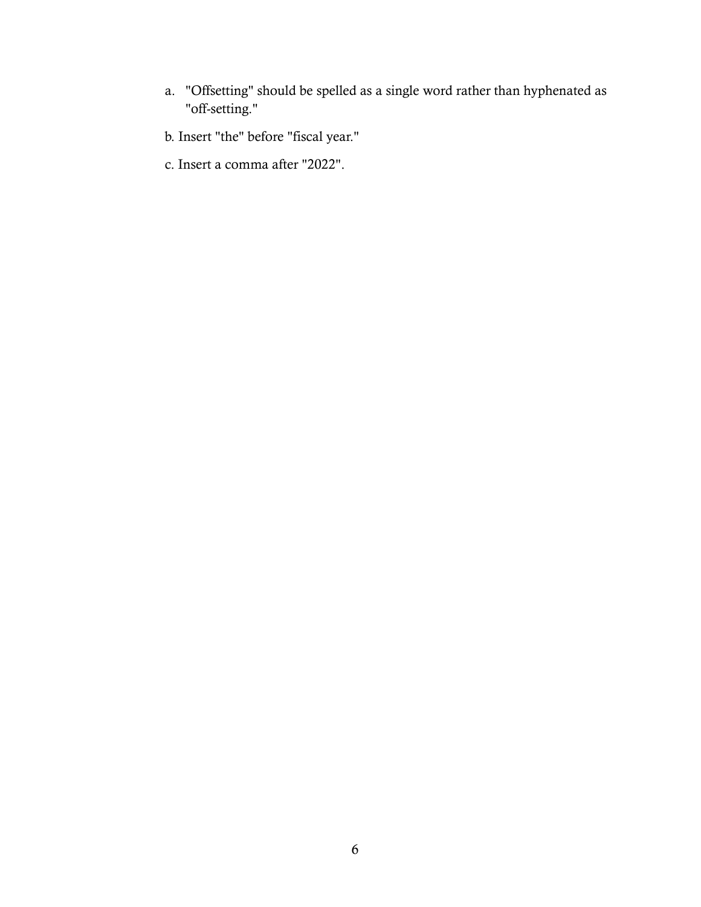a. "Offsetting" should be spelled as a single word rather than hyphenated as "off-setting."

b. Insert "the" before "fiscal year."

c. Insert a comma after "2022".